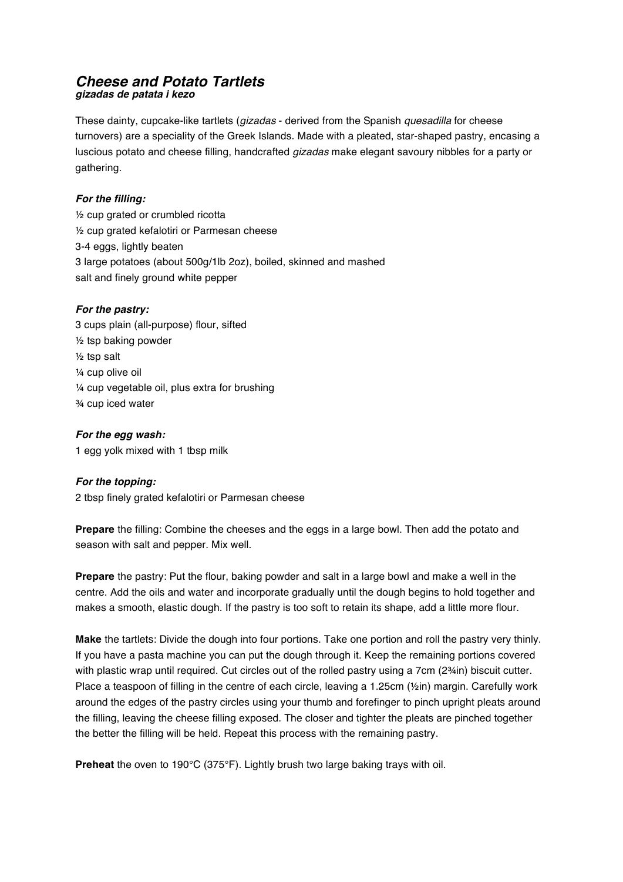# ***Cheese and Potato Tartlets***

***gizadas de patata i kezo***

These dainty, cupcake-like tartlets (*gizadas* - derived from the Spanish *quesadilla* for cheese turnovers) are a speciality of the Greek Islands. Made with a pleated, star-shaped pastry, encasing a luscious potato and cheese filling, handcrafted *gizadas* make elegant savoury nibbles for a party or gathering.

***For the filling:***

½ cup grated or crumbled ricotta
½ cup grated kefalotiri or Parmesan cheese
3-4 eggs, lightly beaten
3 large potatoes (about 500g/1lb 2oz), boiled, skinned and mashed
salt and finely ground white pepper

***For the pastry:***

3 cups plain (all-purpose) flour, sifted
½ tsp baking powder
½ tsp salt
¼ cup olive oil
¼ cup vegetable oil, plus extra for brushing
¾ cup iced water

***For the egg wash:***

1 egg yolk mixed with 1 tbsp milk

***For the topping:***

2 tbsp finely grated kefalotiri or Parmesan cheese

**Prepare** the filling: Combine the cheeses and the eggs in a large bowl. Then add the potato and season with salt and pepper. Mix well.

**Prepare** the pastry: Put the flour, baking powder and salt in a large bowl and make a well in the centre. Add the oils and water and incorporate gradually until the dough begins to hold together and makes a smooth, elastic dough. If the pastry is too soft to retain its shape, add a little more flour.

**Make** the tartlets: Divide the dough into four portions. Take one portion and roll the pastry very thinly. If you have a pasta machine you can put the dough through it. Keep the remaining portions covered with plastic wrap until required. Cut circles out of the rolled pastry using a 7cm (2¾in) biscuit cutter. Place a teaspoon of filling in the centre of each circle, leaving a 1.25cm (½in) margin. Carefully work around the edges of the pastry circles using your thumb and forefinger to pinch upright pleats around the filling, leaving the cheese filling exposed. The closer and tighter the pleats are pinched together the better the filling will be held. Repeat this process with the remaining pastry.

**Preheat** the oven to 190°C (375°F). Lightly brush two large baking trays with oil.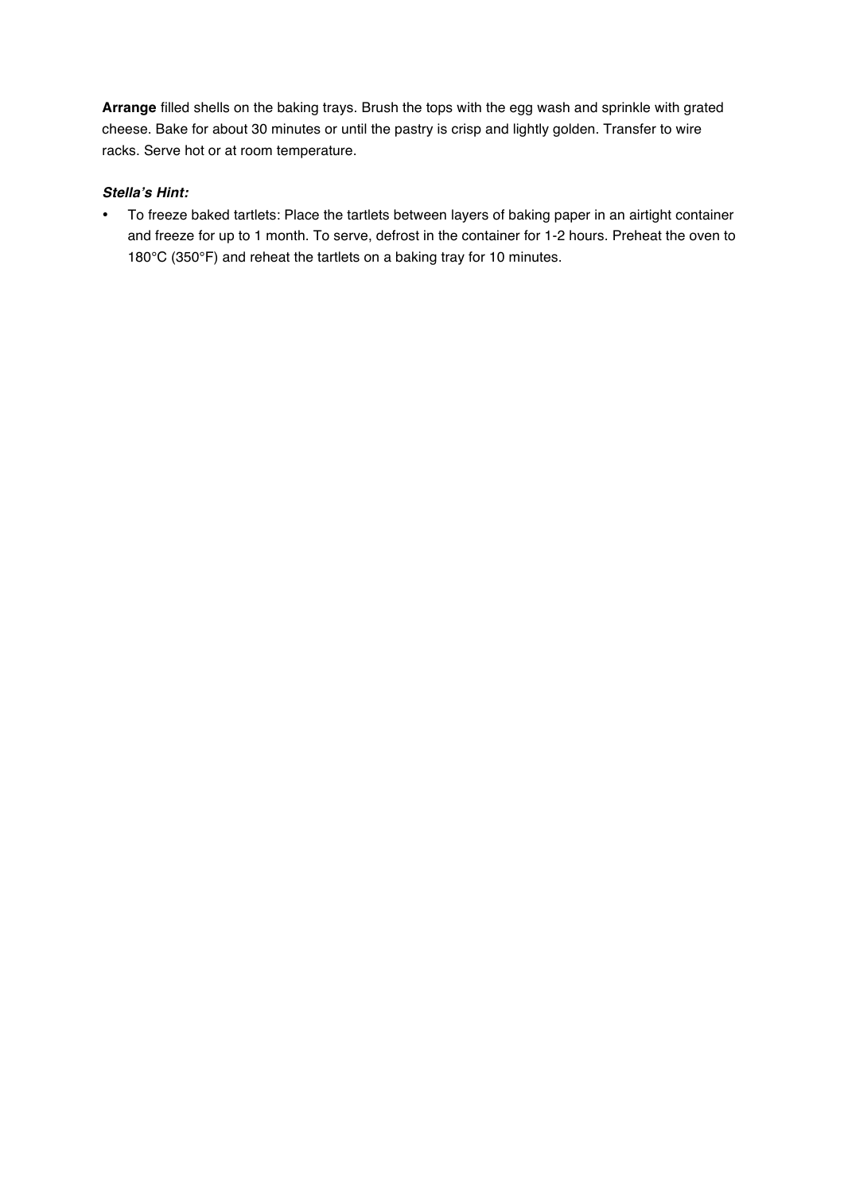**Arrange** filled shells on the baking trays. Brush the tops with the egg wash and sprinkle with grated cheese. Bake for about 30 minutes or until the pastry is crisp and lightly golden. Transfer to wire racks. Serve hot or at room temperature.

***Stella's Hint:***

- To freeze baked tartlets: Place the tartlets between layers of baking paper in an airtight container and freeze for up to 1 month. To serve, defrost in the container for 1-2 hours. Preheat the oven to 180°C (350°F) and reheat the tartlets on a baking tray for 10 minutes.